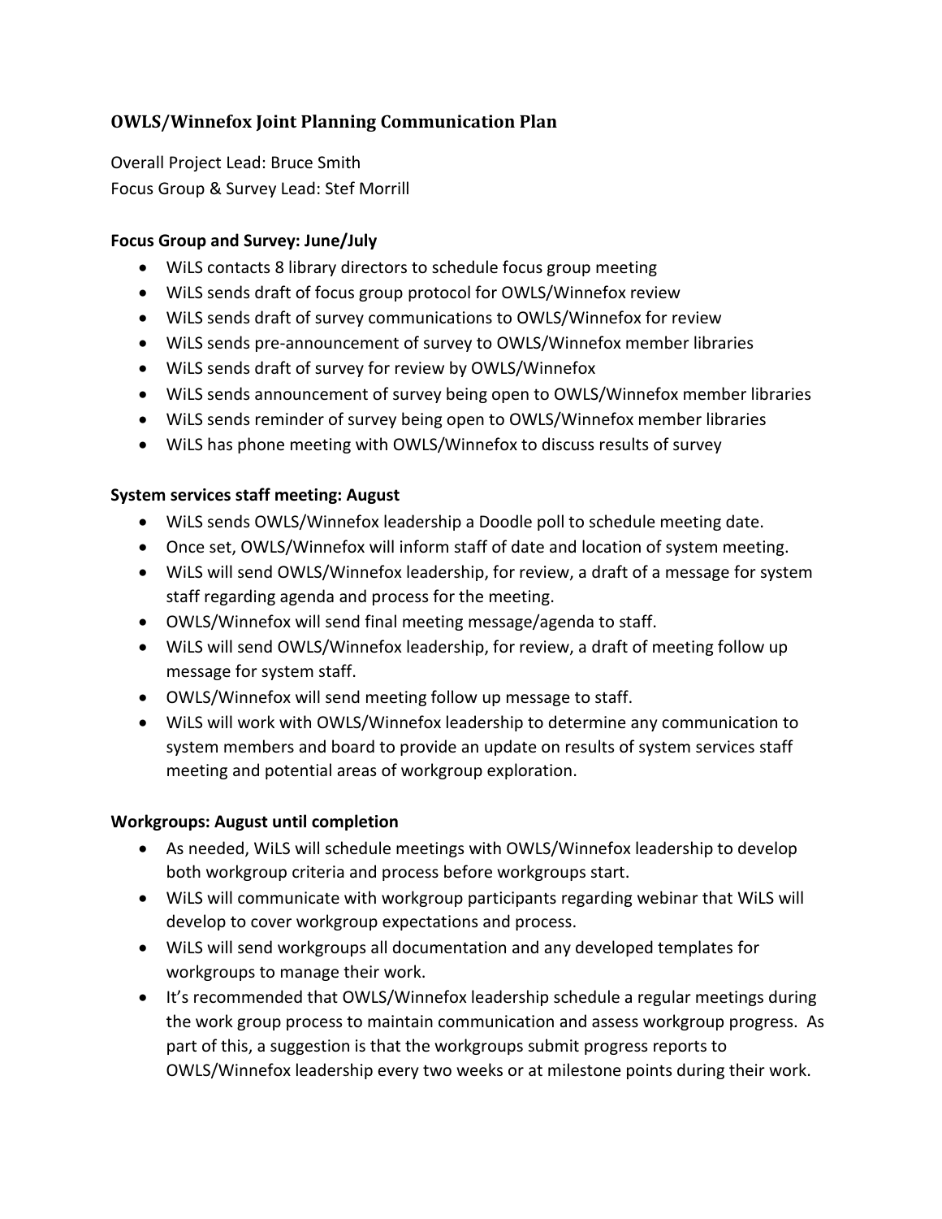# OWLS/Winnefox Joint Planning Communication Plan

Overall Project Lead: Bruce Smith
Focus Group & Survey Lead: Stef Morrill

**Focus Group and Survey: June/July**

- WiLS contacts 8 library directors to schedule focus group meeting
- WiLS sends draft of focus group protocol for OWLS/Winnefox review
- WiLS sends draft of survey communications to OWLS/Winnefox for review
- WiLS sends pre-announcement of survey to OWLS/Winnefox member libraries
- WiLS sends draft of survey for review by OWLS/Winnefox
- WiLS sends announcement of survey being open to OWLS/Winnefox member libraries
- WiLS sends reminder of survey being open to OWLS/Winnefox member libraries
- WiLS has phone meeting with OWLS/Winnefox to discuss results of survey

**System services staff meeting: August**

- WiLS sends OWLS/Winnefox leadership a Doodle poll to schedule meeting date.
- Once set, OWLS/Winnefox will inform staff of date and location of system meeting.
- WiLS will send OWLS/Winnefox leadership, for review, a draft of a message for system staff regarding agenda and process for the meeting.
- OWLS/Winnefox will send final meeting message/agenda to staff.
- WiLS will send OWLS/Winnefox leadership, for review, a draft of meeting follow up message for system staff.
- OWLS/Winnefox will send meeting follow up message to staff.
- WiLS will work with OWLS/Winnefox leadership to determine any communication to system members and board to provide an update on results of system services staff meeting and potential areas of workgroup exploration.

**Workgroups: August until completion**

- As needed, WiLS will schedule meetings with OWLS/Winnefox leadership to develop both workgroup criteria and process before workgroups start.
- WiLS will communicate with workgroup participants regarding webinar that WiLS will develop to cover workgroup expectations and process.
- WiLS will send workgroups all documentation and any developed templates for workgroups to manage their work.
- It's recommended that OWLS/Winnefox leadership schedule a regular meetings during the work group process to maintain communication and assess workgroup progress. As part of this, a suggestion is that the workgroups submit progress reports to OWLS/Winnefox leadership every two weeks or at milestone points during their work.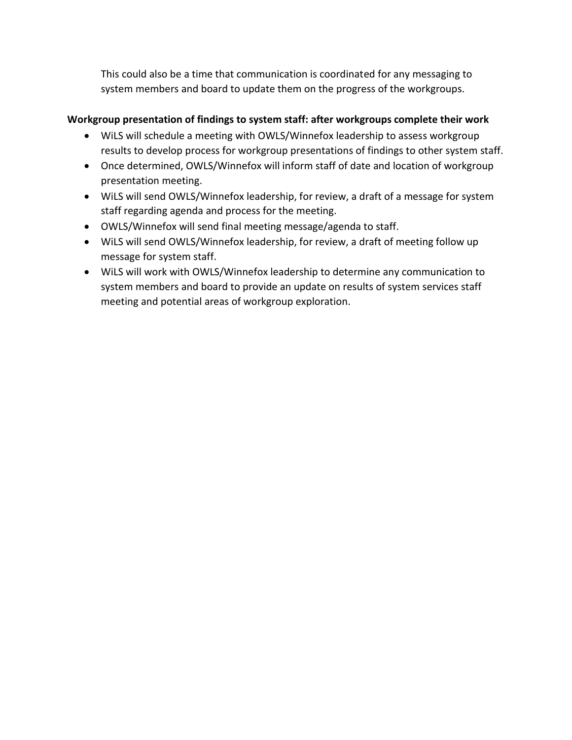This could also be a time that communication is coordinated for any messaging to system members and board to update them on the progress of the workgroups.

**Workgroup presentation of findings to system staff: after workgroups complete their work**

- WiLS will schedule a meeting with OWLS/Winnefox leadership to assess workgroup results to develop process for workgroup presentations of findings to other system staff.
- Once determined, OWLS/Winnefox will inform staff of date and location of workgroup presentation meeting.
- WiLS will send OWLS/Winnefox leadership, for review, a draft of a message for system staff regarding agenda and process for the meeting.
- OWLS/Winnefox will send final meeting message/agenda to staff.
- WiLS will send OWLS/Winnefox leadership, for review, a draft of meeting follow up message for system staff.
- WiLS will work with OWLS/Winnefox leadership to determine any communication to system members and board to provide an update on results of system services staff meeting and potential areas of workgroup exploration.